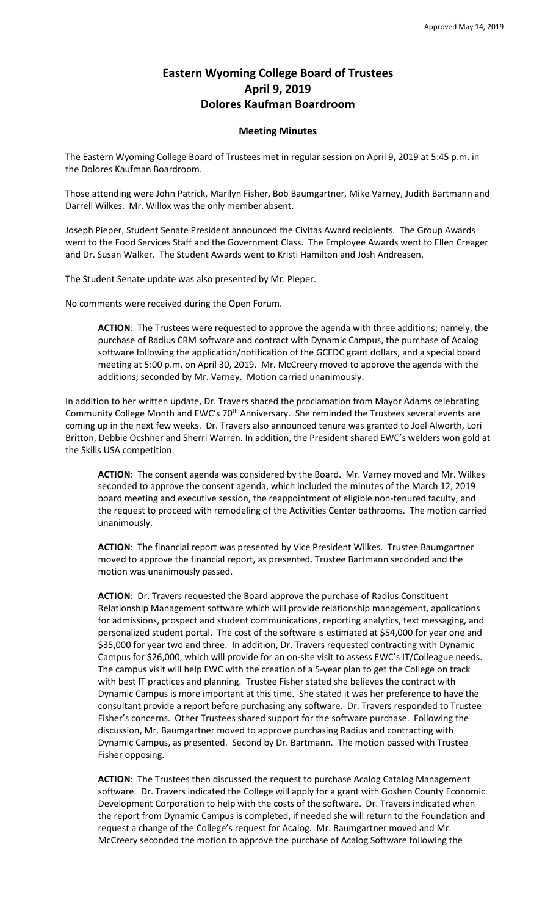Approved May 14, 2019

# Eastern Wyoming College Board of Trustees
# April 9, 2019
# Dolores Kaufman Boardroom

## Meeting Minutes

The Eastern Wyoming College Board of Trustees met in regular session on April 9, 2019 at 5:45 p.m. in the Dolores Kaufman Boardroom.

Those attending were John Patrick, Marilyn Fisher, Bob Baumgartner, Mike Varney, Judith Bartmann and Darrell Wilkes. Mr. Willox was the only member absent.

Joseph Pieper, Student Senate President announced the Civitas Award recipients. The Group Awards went to the Food Services Staff and the Government Class. The Employee Awards went to Ellen Creager and Dr. Susan Walker. The Student Awards went to Kristi Hamilton and Josh Andreasen.

The Student Senate update was also presented by Mr. Pieper.

No comments were received during the Open Forum.

> **ACTION**: The Trustees were requested to approve the agenda with three additions; namely, the purchase of Radius CRM software and contract with Dynamic Campus, the purchase of Acalog software following the application/notification of the GCEDC grant dollars, and a special board meeting at 5:00 p.m. on April 30, 2019. Mr. McCreery moved to approve the agenda with the additions; seconded by Mr. Varney. Motion carried unanimously.

In addition to her written update, Dr. Travers shared the proclamation from Mayor Adams celebrating Community College Month and EWC's 70th Anniversary. She reminded the Trustees several events are coming up in the next few weeks. Dr. Travers also announced tenure was granted to Joel Alworth, Lori Britton, Debbie Ocshner and Sherri Warren. In addition, the President shared EWC's welders won gold at the Skills USA competition.

> **ACTION**: The consent agenda was considered by the Board. Mr. Varney moved and Mr. Wilkes seconded to approve the consent agenda, which included the minutes of the March 12, 2019 board meeting and executive session, the reappointment of eligible non-tenured faculty, and the request to proceed with remodeling of the Activities Center bathrooms. The motion carried unanimously.

> **ACTION**: The financial report was presented by Vice President Wilkes. Trustee Baumgartner moved to approve the financial report, as presented. Trustee Bartmann seconded and the motion was unanimously passed.

> **ACTION**: Dr. Travers requested the Board approve the purchase of Radius Constituent Relationship Management software which will provide relationship management, applications for admissions, prospect and student communications, reporting analytics, text messaging, and personalized student portal. The cost of the software is estimated at $54,000 for year one and $35,000 for year two and three. In addition, Dr. Travers requested contracting with Dynamic Campus for $26,000, which will provide for an on-site visit to assess EWC's IT/Colleague needs. The campus visit will help EWC with the creation of a 5-year plan to get the College on track with best IT practices and planning. Trustee Fisher stated she believes the contract with Dynamic Campus is more important at this time. She stated it was her preference to have the consultant provide a report before purchasing any software. Dr. Travers responded to Trustee Fisher's concerns. Other Trustees shared support for the software purchase. Following the discussion, Mr. Baumgartner moved to approve purchasing Radius and contracting with Dynamic Campus, as presented. Second by Dr. Bartmann. The motion passed with Trustee Fisher opposing.

> **ACTION**: The Trustees then discussed the request to purchase Acalog Catalog Management software. Dr. Travers indicated the College will apply for a grant with Goshen County Economic Development Corporation to help with the costs of the software. Dr. Travers indicated when the report from Dynamic Campus is completed, if needed she will return to the Foundation and request a change of the College's request for Acalog. Mr. Baumgartner moved and Mr. McCreery seconded the motion to approve the purchase of Acalog Software following the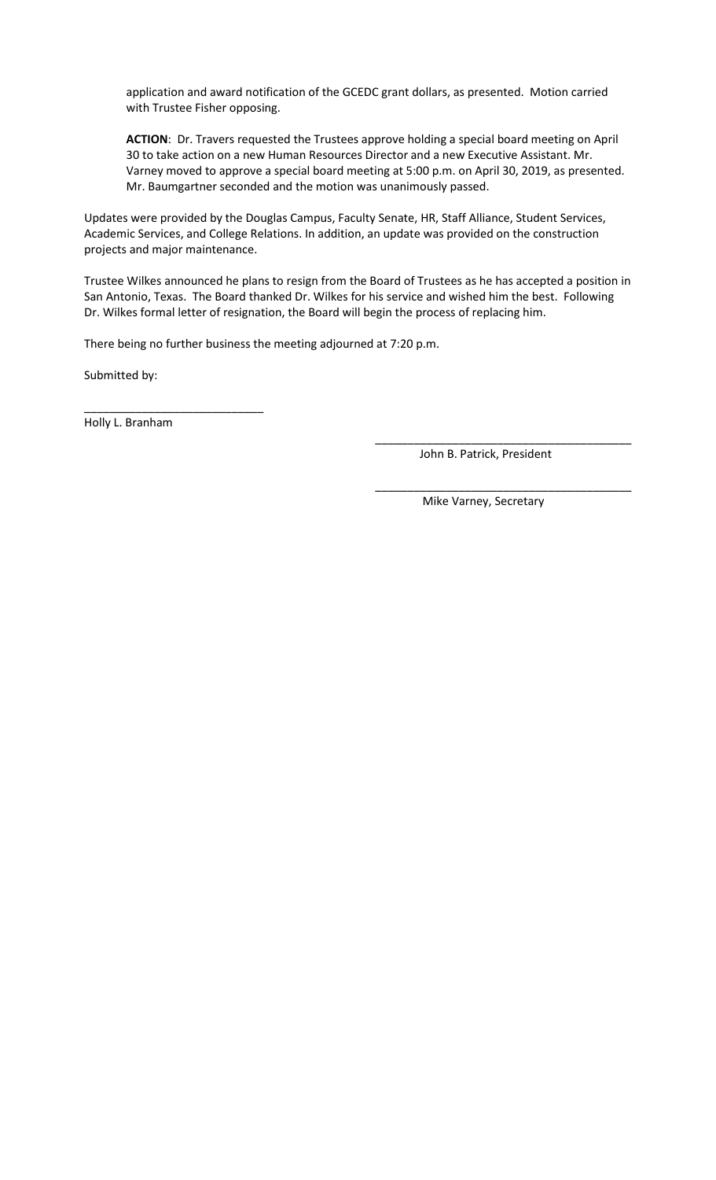application and award notification of the GCEDC grant dollars, as presented. Motion carried with Trustee Fisher opposing.

**ACTION**: Dr. Travers requested the Trustees approve holding a special board meeting on April 30 to take action on a new Human Resources Director and a new Executive Assistant. Mr. Varney moved to approve a special board meeting at 5:00 p.m. on April 30, 2019, as presented. Mr. Baumgartner seconded and the motion was unanimously passed.

Updates were provided by the Douglas Campus, Faculty Senate, HR, Staff Alliance, Student Services, Academic Services, and College Relations. In addition, an update was provided on the construction projects and major maintenance.

Trustee Wilkes announced he plans to resign from the Board of Trustees as he has accepted a position in San Antonio, Texas. The Board thanked Dr. Wilkes for his service and wished him the best. Following Dr. Wilkes formal letter of resignation, the Board will begin the process of replacing him.

There being no further business the meeting adjourned at 7:20 p.m.

Submitted by:

\_\_\_\_\_\_\_\_\_\_\_\_\_\_\_\_\_\_\_\_\_\_\_\_\_\_\_\_

Holly L. Branham

\_\_\_\_\_\_\_\_\_\_\_\_\_\_\_\_\_\_\_\_\_\_\_\_\_\_\_\_\_\_\_\_\_\_\_\_\_\_\_\_

John B. Patrick, President

\_\_\_\_\_\_\_\_\_\_\_\_\_\_\_\_\_\_\_\_\_\_\_\_\_\_\_\_\_\_\_\_\_\_\_\_\_\_\_\_

Mike Varney, Secretary